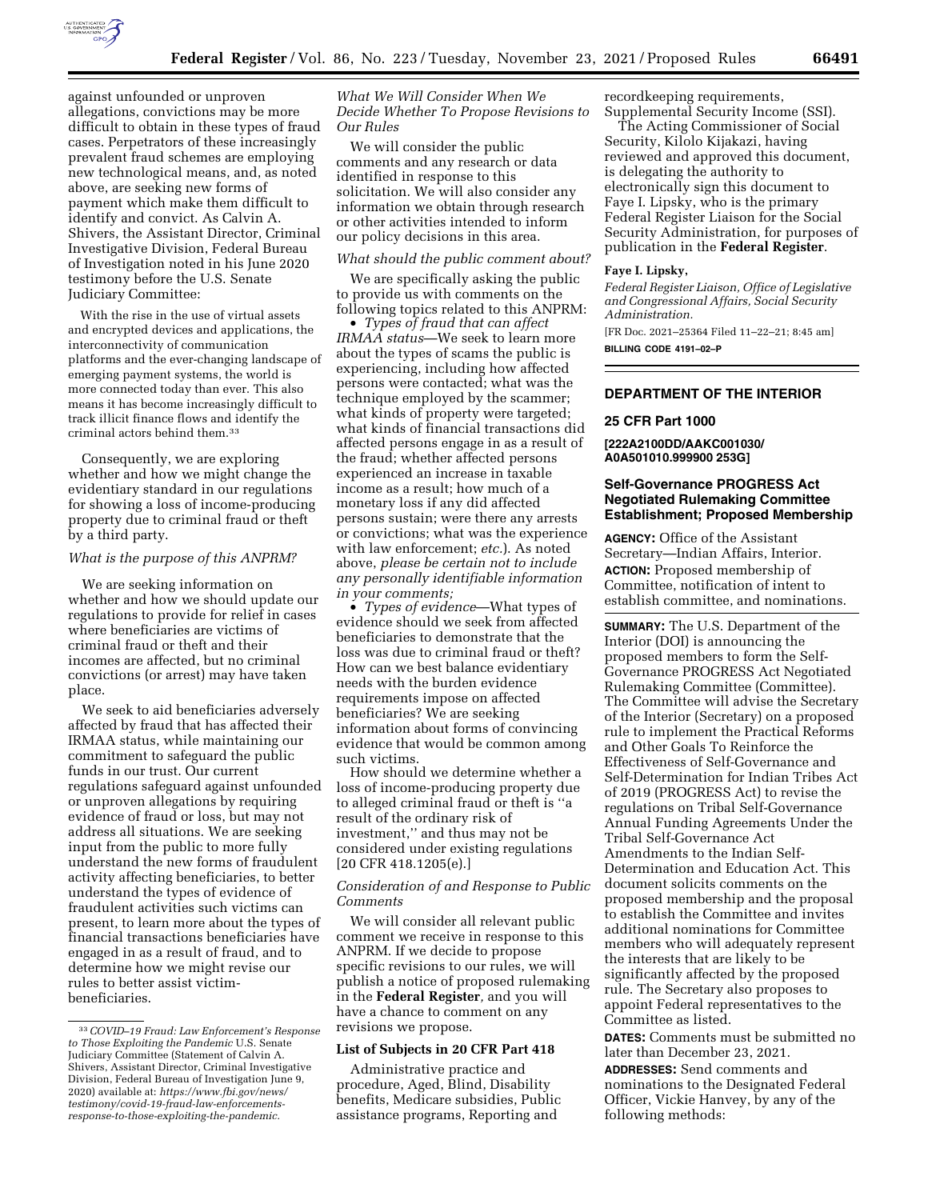against unfounded or unproven allegations, convictions may be more difficult to obtain in these types of fraud cases. Perpetrators of these increasingly prevalent fraud schemes are employing new technological means, and, as noted above, are seeking new forms of payment which make them difficult to identify and convict. As Calvin A. Shivers, the Assistant Director, Criminal Investigative Division, Federal Bureau of Investigation noted in his June 2020 testimony before the U.S. Senate Judiciary Committee:

> With the rise in the use of virtual assets and encrypted devices and applications, the interconnectivity of communication platforms and the ever-changing landscape of emerging payment systems, the world is more connected today than ever. This also means it has become increasingly difficult to track illicit finance flows and identify the criminal actors behind them.[33]

Consequently, we are exploring whether and how we might change the evidentiary standard in our regulations for showing a loss of income-producing property due to criminal fraud or theft by a third party.

*What is the purpose of this ANPRM?*

We are seeking information on whether and how we should update our regulations to provide for relief in cases where beneficiaries are victims of criminal fraud or theft and their incomes are affected, but no criminal convictions (or arrest) may have taken place.

We seek to aid beneficiaries adversely affected by fraud that has affected their IRMAA status, while maintaining our commitment to safeguard the public funds in our trust. Our current regulations safeguard against unfounded or unproven allegations by requiring evidence of fraud or loss, but may not address all situations. We are seeking input from the public to more fully understand the new forms of fraudulent activity affecting beneficiaries, to better understand the types of evidence of fraudulent activities such victims can present, to learn more about the types of financial transactions beneficiaries have engaged in as a result of fraud, and to determine how we might revise our rules to better assist victim-beneficiaries.

[33] *COVID–19 Fraud: Law Enforcement's Response to Those Exploiting the Pandemic* U.S. Senate Judiciary Committee (Statement of Calvin A. Shivers, Assistant Director, Criminal Investigative Division, Federal Bureau of Investigation June 9, 2020) available at: *https://www.fbi.gov/news/testimony/covid-19-fraud-law-enforcements-response-to-those-exploiting-the-pandemic.*

*What We Will Consider When We Decide Whether To Propose Revisions to Our Rules*

We will consider the public comments and any research or data identified in response to this solicitation. We will also consider any information we obtain through research or other activities intended to inform our policy decisions in this area.

*What should the public comment about?*

We are specifically asking the public to provide us with comments on the following topics related to this ANPRM:

• *Types of fraud that can affect IRMAA status*—We seek to learn more about the types of scams the public is experiencing, including how affected persons were contacted; what was the technique employed by the scammer; what kinds of property were targeted; what kinds of financial transactions did affected persons engage in as a result of the fraud; whether affected persons experienced an increase in taxable income as a result; how much of a monetary loss if any did affected persons sustain; were there any arrests or convictions; what was the experience with law enforcement; *etc.*). As noted above, *please be certain not to include any personally identifiable information in your comments;*

• *Types of evidence*—What types of evidence should we seek from affected beneficiaries to demonstrate that the loss was due to criminal fraud or theft? How can we best balance evidentiary needs with the burden evidence requirements impose on affected beneficiaries? We are seeking information about forms of convincing evidence that would be common among such victims.

How should we determine whether a loss of income-producing property due to alleged criminal fraud or theft is ''a result of the ordinary risk of investment,'' and thus may not be considered under existing regulations [20 CFR 418.1205(e).]

*Consideration of and Response to Public Comments*

We will consider all relevant public comment we receive in response to this ANPRM. If we decide to propose specific revisions to our rules, we will publish a notice of proposed rulemaking in the **Federal Register***,* and you will have a chance to comment on any revisions we propose.

**List of Subjects in 20 CFR Part 418**

Administrative practice and procedure, Aged, Blind, Disability benefits, Medicare subsidies, Public assistance programs, Reporting and recordkeeping requirements, Supplemental Security Income (SSI).

The Acting Commissioner of Social Security, Kilolo Kijakazi, having reviewed and approved this document, is delegating the authority to electronically sign this document to Faye I. Lipsky, who is the primary Federal Register Liaison for the Social Security Administration, for purposes of publication in the **Federal Register**.

**Faye I. Lipsky,**

*Federal Register Liaison, Office of Legislative and Congressional Affairs, Social Security Administration.*

[FR Doc. 2021–25364 Filed 11–22–21; 8:45 am]

**BILLING CODE 4191–02–P**

## DEPARTMENT OF THE INTERIOR

### 25 CFR Part 1000

**[222A2100DD/AAKC001030/A0A501010.999900 253G]**

### Self-Governance PROGRESS Act Negotiated Rulemaking Committee Establishment; Proposed Membership

**AGENCY:** Office of the Assistant Secretary—Indian Affairs, Interior.

**ACTION:** Proposed membership of Committee, notification of intent to establish committee, and nominations.

**SUMMARY:** The U.S. Department of the Interior (DOI) is announcing the proposed members to form the Self-Governance PROGRESS Act Negotiated Rulemaking Committee (Committee). The Committee will advise the Secretary of the Interior (Secretary) on a proposed rule to implement the Practical Reforms and Other Goals To Reinforce the Effectiveness of Self-Governance and Self-Determination for Indian Tribes Act of 2019 (PROGRESS Act) to revise the regulations on Tribal Self-Governance Annual Funding Agreements Under the Tribal Self-Governance Act Amendments to the Indian Self-Determination and Education Act. This document solicits comments on the proposed membership and the proposal to establish the Committee and invites additional nominations for Committee members who will adequately represent the interests that are likely to be significantly affected by the proposed rule. The Secretary also proposes to appoint Federal representatives to the Committee as listed.

**DATES:** Comments must be submitted no later than December 23, 2021.

**ADDRESSES:** Send comments and nominations to the Designated Federal Officer, Vickie Hanvey, by any of the following methods: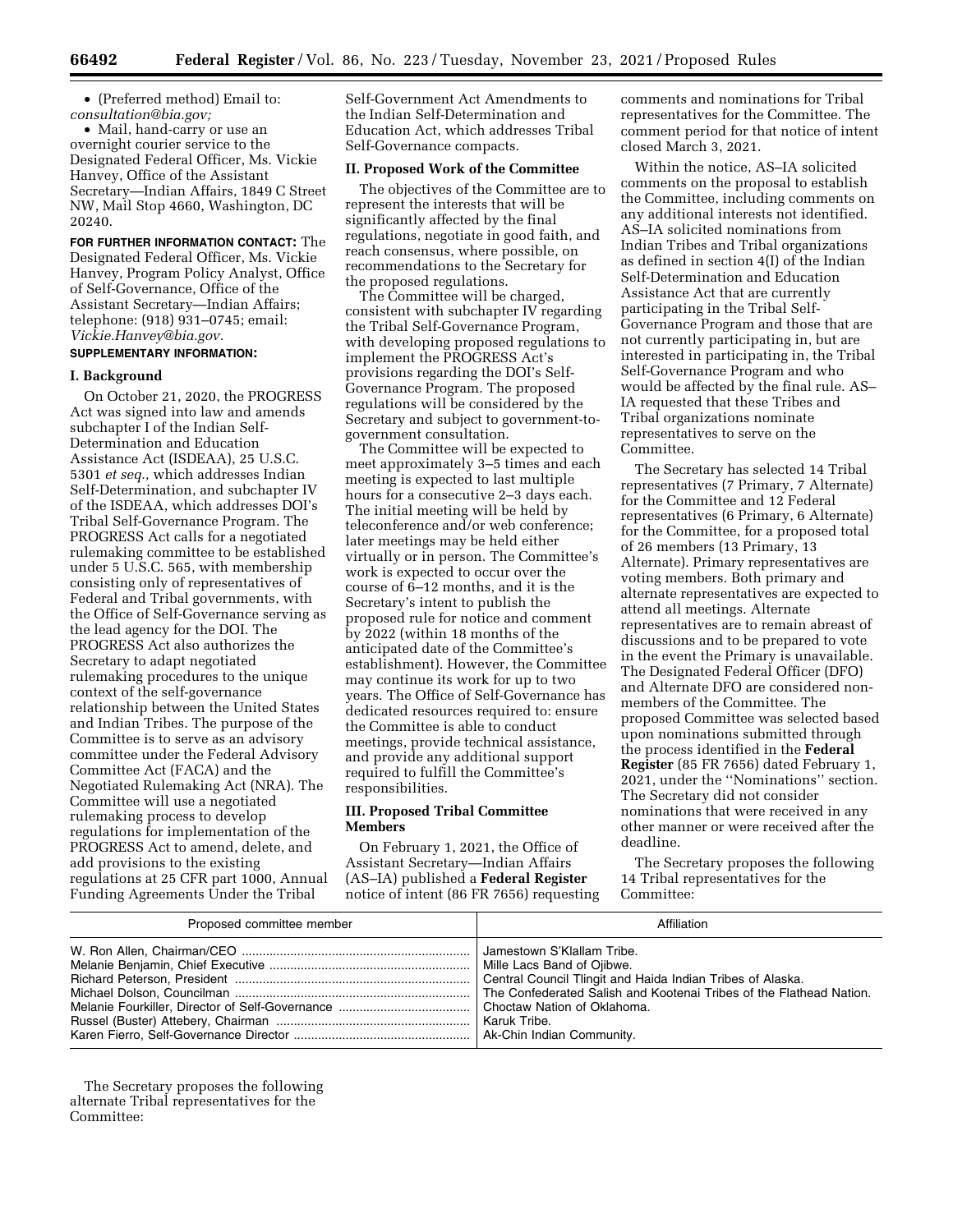- (Preferred method) Email to: *consultation@bia.gov;*
- Mail, hand-carry or use an overnight courier service to the Designated Federal Officer, Ms. Vickie Hanvey, Office of the Assistant Secretary—Indian Affairs, 1849 C Street NW, Mail Stop 4660, Washington, DC 20240.

**FOR FURTHER INFORMATION CONTACT:** The Designated Federal Officer, Ms. Vickie Hanvey, Program Policy Analyst, Office of Self-Governance, Office of the Assistant Secretary—Indian Affairs; telephone: (918) 931–0745; email: *Vickie.Hanvey@bia.gov.*

**SUPPLEMENTARY INFORMATION:**

## I. Background

On October 21, 2020, the PROGRESS Act was signed into law and amends subchapter I of the Indian Self-Determination and Education Assistance Act (ISDEAA), 25 U.S.C. 5301 *et seq.,* which addresses Indian Self-Determination, and subchapter IV of the ISDEAA, which addresses DOI's Tribal Self-Governance Program. The PROGRESS Act calls for a negotiated rulemaking committee to be established under 5 U.S.C. 565, with membership consisting only of representatives of Federal and Tribal governments, with the Office of Self-Governance serving as the lead agency for the DOI. The PROGRESS Act also authorizes the Secretary to adapt negotiated rulemaking procedures to the unique context of the self-governance relationship between the United States and Indian Tribes. The purpose of the Committee is to serve as an advisory committee under the Federal Advisory Committee Act (FACA) and the Negotiated Rulemaking Act (NRA). The Committee will use a negotiated rulemaking process to develop regulations for implementation of the PROGRESS Act to amend, delete, and add provisions to the existing regulations at 25 CFR part 1000, Annual Funding Agreements Under the Tribal Self-Government Act Amendments to the Indian Self-Determination and Education Act, which addresses Tribal Self-Governance compacts.

## II. Proposed Work of the Committee

The objectives of the Committee are to represent the interests that will be significantly affected by the final regulations, negotiate in good faith, and reach consensus, where possible, on recommendations to the Secretary for the proposed regulations.

The Committee will be charged, consistent with subchapter IV regarding the Tribal Self-Governance Program, with developing proposed regulations to implement the PROGRESS Act's provisions regarding the DOI's Self-Governance Program. The proposed regulations will be considered by the Secretary and subject to government-to-government consultation.

The Committee will be expected to meet approximately 3–5 times and each meeting is expected to last multiple hours for a consecutive 2–3 days each. The initial meeting will be held by teleconference and/or web conference; later meetings may be held either virtually or in person. The Committee's work is expected to occur over the course of 6–12 months, and it is the Secretary's intent to publish the proposed rule for notice and comment by 2022 (within 18 months of the anticipated date of the Committee's establishment). However, the Committee may continue its work for up to two years. The Office of Self-Governance has dedicated resources required to: ensure the Committee is able to conduct meetings, provide technical assistance, and provide any additional support required to fulfill the Committee's responsibilities.

## III. Proposed Tribal Committee Members

On February 1, 2021, the Office of Assistant Secretary—Indian Affairs (AS–IA) published a **Federal Register** notice of intent (86 FR 7656) requesting comments and nominations for Tribal representatives for the Committee. The comment period for that notice of intent closed March 3, 2021.

Within the notice, AS–IA solicited comments on the proposal to establish the Committee, including comments on any additional interests not identified. AS–IA solicited nominations from Indian Tribes and Tribal organizations as defined in section 4(I) of the Indian Self-Determination and Education Assistance Act that are currently participating in the Tribal Self-Governance Program and those that are not currently participating in, but are interested in participating in, the Tribal Self-Governance Program and who would be affected by the final rule. AS–IA requested that these Tribes and Tribal organizations nominate representatives to serve on the Committee.

The Secretary has selected 14 Tribal representatives (7 Primary, 7 Alternate) for the Committee and 12 Federal representatives (6 Primary, 6 Alternate) for the Committee, for a proposed total of 26 members (13 Primary, 13 Alternate). Primary representatives are voting members. Both primary and alternate representatives are expected to attend all meetings. Alternate representatives are to remain abreast of discussions and to be prepared to vote in the event the Primary is unavailable. The Designated Federal Officer (DFO) and Alternate DFO are considered non-members of the Committee. The proposed Committee was selected based upon nominations submitted through the process identified in the **Federal Register** (85 FR 7656) dated February 1, 2021, under the ''Nominations'' section. The Secretary did not consider nominations that were received in any other manner or were received after the deadline.

The Secretary proposes the following 14 Tribal representatives for the Committee:

| Proposed committee member | Affiliation |
|---|---|
| W. Ron Allen, Chairman/CEO | Jamestown S'Klallam Tribe. |
| Melanie Benjamin, Chief Executive | Mille Lacs Band of Ojibwe. |
| Richard Peterson, President | Central Council Tlingit and Haida Indian Tribes of Alaska. |
| Michael Dolson, Councilman | The Confederated Salish and Kootenai Tribes of the Flathead Nation. |
| Melanie Fourkiller, Director of Self-Governance | Choctaw Nation of Oklahoma. |
| Russel (Buster) Attebery, Chairman | Karuk Tribe. |
| Karen Fierro, Self-Governance Director | Ak-Chin Indian Community. |

The Secretary proposes the following alternate Tribal representatives for the Committee: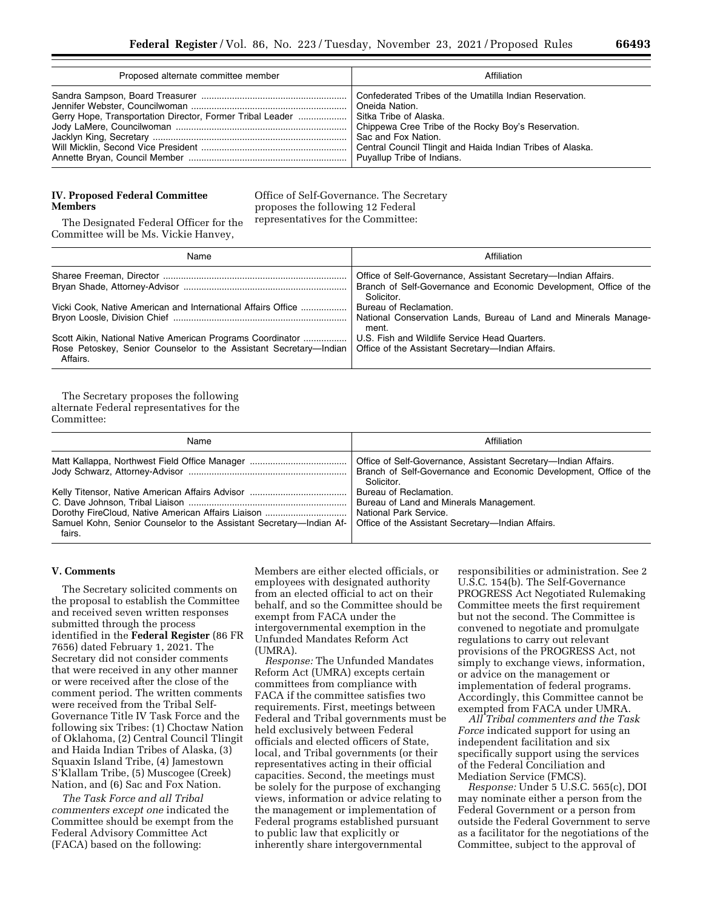| Proposed alternate committee member | Affiliation |
|---|---|
| Sandra Sampson, Board Treasurer | Confederated Tribes of the Umatilla Indian Reservation. |
| Jennifer Webster, Councilwoman | Oneida Nation. |
| Gerry Hope, Transportation Director, Former Tribal Leader | Sitka Tribe of Alaska. |
| Jody LaMere, Councilwoman | Chippewa Cree Tribe of the Rocky Boy's Reservation. |
| Jacklyn King, Secretary | Sac and Fox Nation. |
| Will Micklin, Second Vice President | Central Council Tlingit and Haida Indian Tribes of Alaska. |
| Annette Bryan, Council Member | Puyallup Tribe of Indians. |

## IV. Proposed Federal Committee Members

The Designated Federal Officer for the Committee will be Ms. Vickie Hanvey, Office of Self-Governance. The Secretary proposes the following 12 Federal representatives for the Committee:

| Name | Affiliation |
|---|---|
| Sharee Freeman, Director | Office of Self-Governance, Assistant Secretary—Indian Affairs. |
| Bryan Shade, Attorney-Advisor | Branch of Self-Governance and Economic Development, Office of the Solicitor. |
| Vicki Cook, Native American and International Affairs Office | Bureau of Reclamation. |
| Bryon Loosle, Division Chief | National Conservation Lands, Bureau of Land and Minerals Management. |
| Scott Aikin, National Native American Programs Coordinator | U.S. Fish and Wildlife Service Head Quarters. |
| Rose Petoskey, Senior Counselor to the Assistant Secretary—Indian Affairs. | Office of the Assistant Secretary—Indian Affairs. |

The Secretary proposes the following alternate Federal representatives for the Committee:

| Name | Affiliation |
|---|---|
| Matt Kallappa, Northwest Field Office Manager | Office of Self-Governance, Assistant Secretary—Indian Affairs. |
| Jody Schwarz, Attorney-Advisor | Branch of Self-Governance and Economic Development, Office of the Solicitor. |
| Kelly Titensor, Native American Affairs Advisor | Bureau of Reclamation. |
| C. Dave Johnson, Tribal Liaison | Bureau of Land and Minerals Management. |
| Dorothy FireCloud, Native American Affairs Liaison | National Park Service. |
| Samuel Kohn, Senior Counselor to the Assistant Secretary—Indian Affairs. | Office of the Assistant Secretary—Indian Affairs. |

## V. Comments

The Secretary solicited comments on the proposal to establish the Committee and received seven written responses submitted through the process identified in the **Federal Register** (86 FR 7656) dated February 1, 2021. The Secretary did not consider comments that were received in any other manner or were received after the close of the comment period. The written comments were received from the Tribal Self-Governance Title IV Task Force and the following six Tribes: (1) Choctaw Nation of Oklahoma, (2) Central Council Tlingit and Haida Indian Tribes of Alaska, (3) Squaxin Island Tribe, (4) Jamestown S'Klallam Tribe, (5) Muscogee (Creek) Nation, and (6) Sac and Fox Nation.

*The Task Force and all Tribal commenters except one* indicated the Committee should be exempt from the Federal Advisory Committee Act (FACA) based on the following: Members are either elected officials, or employees with designated authority from an elected official to act on their behalf, and so the Committee should be exempt from FACA under the intergovernmental exemption in the Unfunded Mandates Reform Act (UMRA).

*Response:* The Unfunded Mandates Reform Act (UMRA) excepts certain committees from compliance with FACA if the committee satisfies two requirements. First, meetings between Federal and Tribal governments must be held exclusively between Federal officials and elected officers of State, local, and Tribal governments (or their representatives acting in their official capacities. Second, the meetings must be solely for the purpose of exchanging views, information or advice relating to the management or implementation of Federal programs established pursuant to public law that explicitly or inherently share intergovernmental responsibilities or administration. See 2 U.S.C. 154(b). The Self-Governance PROGRESS Act Negotiated Rulemaking Committee meets the first requirement but not the second. The Committee is convened to negotiate and promulgate regulations to carry out relevant provisions of the PROGRESS Act, not simply to exchange views, information, or advice on the management or implementation of federal programs. Accordingly, this Committee cannot be exempted from FACA under UMRA.

*All Tribal commenters and the Task Force* indicated support for using an independent facilitation and six specifically support using the services of the Federal Conciliation and Mediation Service (FMCS).

*Response:* Under 5 U.S.C. 565(c), DOI may nominate either a person from the Federal Government or a person from outside the Federal Government to serve as a facilitator for the negotiations of the Committee, subject to the approval of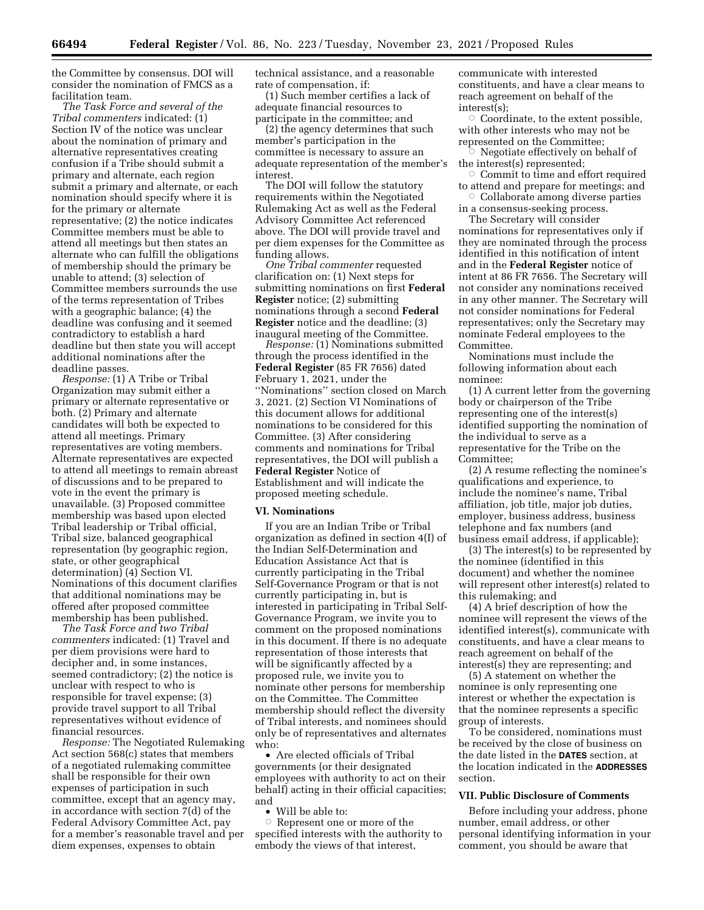the Committee by consensus. DOI will consider the nomination of FMCS as a facilitation team.

*The Task Force and several of the Tribal commenters* indicated: (1) Section IV of the notice was unclear about the nomination of primary and alternative representatives creating confusion if a Tribe should submit a primary and alternate, each region submit a primary and alternate, or each nomination should specify where it is for the primary or alternate representative; (2) the notice indicates Committee members must be able to attend all meetings but then states an alternate who can fulfill the obligations of membership should the primary be unable to attend; (3) selection of Committee members surrounds the use of the terms representation of Tribes with a geographic balance; (4) the deadline was confusing and it seemed contradictory to establish a hard deadline but then state you will accept additional nominations after the deadline passes.

*Response:* (1) A Tribe or Tribal Organization may submit either a primary or alternate representative or both. (2) Primary and alternate candidates will both be expected to attend all meetings. Primary representatives are voting members. Alternate representatives are expected to attend all meetings to remain abreast of discussions and to be prepared to vote in the event the primary is unavailable. (3) Proposed committee membership was based upon elected Tribal leadership or Tribal official, Tribal size, balanced geographical representation (by geographic region, state, or other geographical determination) (4) Section VI. Nominations of this document clarifies that additional nominations may be offered after proposed committee membership has been published.

*The Task Force and two Tribal commenters* indicated: (1) Travel and per diem provisions were hard to decipher and, in some instances, seemed contradictory; (2) the notice is unclear with respect to who is responsible for travel expense; (3) provide travel support to all Tribal representatives without evidence of financial resources.

*Response:* The Negotiated Rulemaking Act section 568(c) states that members of a negotiated rulemaking committee shall be responsible for their own expenses of participation in such committee, except that an agency may, in accordance with section 7(d) of the Federal Advisory Committee Act, pay for a member's reasonable travel and per diem expenses, expenses to obtain technical assistance, and a reasonable rate of compensation, if:

(1) Such member certifies a lack of adequate financial resources to participate in the committee; and

(2) the agency determines that such member's participation in the committee is necessary to assure an adequate representation of the member's interest.

The DOI will follow the statutory requirements within the Negotiated Rulemaking Act as well as the Federal Advisory Committee Act referenced above. The DOI will provide travel and per diem expenses for the Committee as funding allows.

*One Tribal commenter* requested clarification on: (1) Next steps for submitting nominations on first **Federal Register** notice; (2) submitting nominations through a second **Federal Register** notice and the deadline; (3) inaugural meeting of the Committee.

*Response:* (1) Nominations submitted through the process identified in the **Federal Register** (85 FR 7656) dated February 1, 2021, under the "Nominations" section closed on March 3, 2021. (2) Section VI Nominations of this document allows for additional nominations to be considered for this Committee. (3) After considering comments and nominations for Tribal representatives, the DOI will publish a **Federal Register** Notice of Establishment and will indicate the proposed meeting schedule.

## VI. Nominations

If you are an Indian Tribe or Tribal organization as defined in section 4(I) of the Indian Self-Determination and Education Assistance Act that is currently participating in the Tribal Self-Governance Program or that is not currently participating in, but is interested in participating in Tribal Self-Governance Program, we invite you to comment on the proposed nominations in this document. If there is no adequate representation of those interests that will be significantly affected by a proposed rule, we invite you to nominate other persons for membership on the Committee. The Committee membership should reflect the diversity of Tribal interests, and nominees should only be of representatives and alternates who:

- Are elected officials of Tribal governments (or their designated employees with authority to act on their behalf) acting in their official capacities; and
- Will be able to:
  - Represent one or more of the specified interests with the authority to embody the views of that interest, communicate with interested constituents, and have a clear means to reach agreement on behalf of the interest(s);
  - Coordinate, to the extent possible, with other interests who may not be represented on the Committee;
  - Negotiate effectively on behalf of the interest(s) represented;
  - Commit to time and effort required to attend and prepare for meetings; and
  - Collaborate among diverse parties in a consensus-seeking process.

The Secretary will consider nominations for representatives only if they are nominated through the process identified in this notification of intent and in the **Federal Register** notice of intent at 86 FR 7656. The Secretary will not consider any nominations received in any other manner. The Secretary will not consider nominations for Federal representatives; only the Secretary may nominate Federal employees to the Committee.

Nominations must include the following information about each nominee:

(1) A current letter from the governing body or chairperson of the Tribe representing one of the interest(s) identified supporting the nomination of the individual to serve as a representative for the Tribe on the Committee;

(2) A resume reflecting the nominee's qualifications and experience, to include the nominee's name, Tribal affiliation, job title, major job duties, employer, business address, business telephone and fax numbers (and business email address, if applicable);

(3) The interest(s) to be represented by the nominee (identified in this document) and whether the nominee will represent other interest(s) related to this rulemaking; and

(4) A brief description of how the nominee will represent the views of the identified interest(s), communicate with constituents, and have a clear means to reach agreement on behalf of the interest(s) they are representing; and

(5) A statement on whether the nominee is only representing one interest or whether the expectation is that the nominee represents a specific group of interests.

To be considered, nominations must be received by the close of business on the date listed in the **DATES** section, at the location indicated in the **ADDRESSES** section.

## VII. Public Disclosure of Comments

Before including your address, phone number, email address, or other personal identifying information in your comment, you should be aware that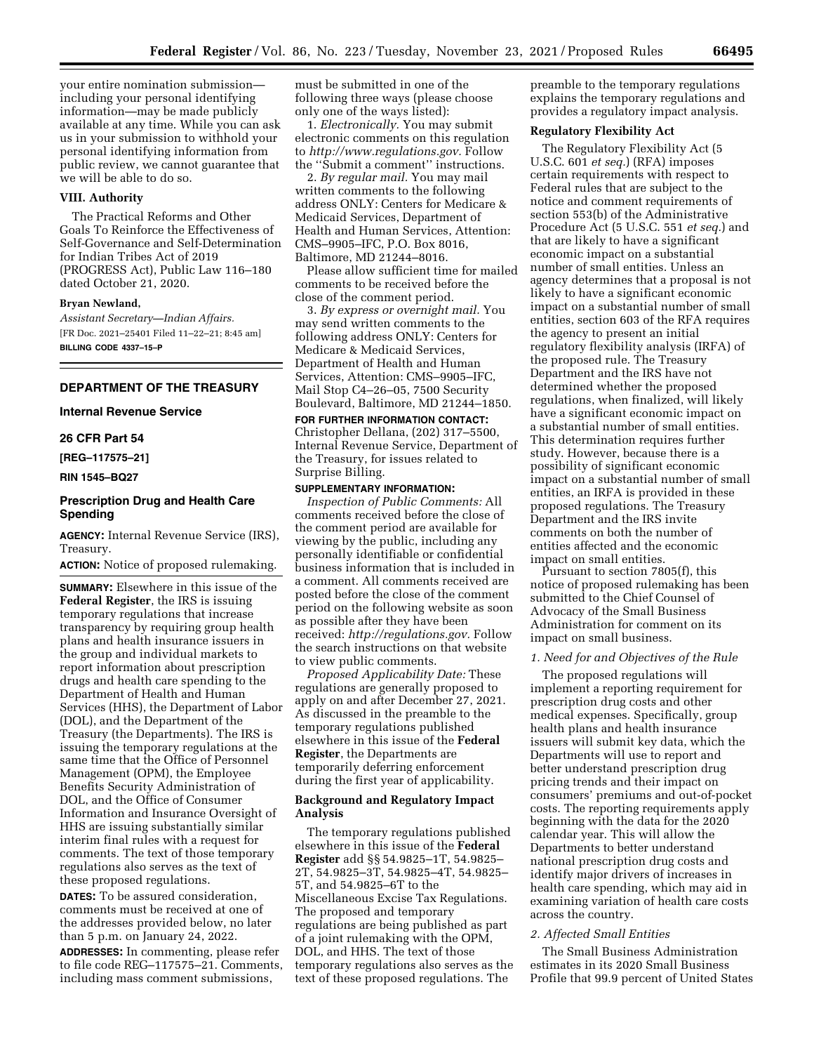your entire nomination submission—including your personal identifying information—may be made publicly available at any time. While you can ask us in your submission to withhold your personal identifying information from public review, we cannot guarantee that we will be able to do so.

## VIII. Authority

The Practical Reforms and Other Goals To Reinforce the Effectiveness of Self-Governance and Self-Determination for Indian Tribes Act of 2019 (PROGRESS Act), Public Law 116–180 dated October 21, 2020.

**Bryan Newland,**

*Assistant Secretary—Indian Affairs.*

[FR Doc. 2021–25401 Filed 11–22–21; 8:45 am]

**BILLING CODE 4337–15–P**

---

## DEPARTMENT OF THE TREASURY

### Internal Revenue Service

### 26 CFR Part 54

**[REG–117575–21]**

**RIN 1545–BQ27**

### Prescription Drug and Health Care Spending

**AGENCY:** Internal Revenue Service (IRS), Treasury.

**ACTION:** Notice of proposed rulemaking.

**SUMMARY:** Elsewhere in this issue of the **Federal Register**, the IRS is issuing temporary regulations that increase transparency by requiring group health plans and health insurance issuers in the group and individual markets to report information about prescription drugs and health care spending to the Department of Health and Human Services (HHS), the Department of Labor (DOL), and the Department of the Treasury (the Departments). The IRS is issuing the temporary regulations at the same time that the Office of Personnel Management (OPM), the Employee Benefits Security Administration of DOL, and the Office of Consumer Information and Insurance Oversight of HHS are issuing substantially similar interim final rules with a request for comments. The text of those temporary regulations also serves as the text of these proposed regulations.

**DATES:** To be assured consideration, comments must be received at one of the addresses provided below, no later than 5 p.m. on January 24, 2022.

**ADDRESSES:** In commenting, please refer to file code REG–117575–21. Comments, including mass comment submissions, must be submitted in one of the following three ways (please choose only one of the ways listed):

1. *Electronically.* You may submit electronic comments on this regulation to *http://www.regulations.gov.* Follow the ''Submit a comment'' instructions.

2. *By regular mail.* You may mail written comments to the following address ONLY: Centers for Medicare & Medicaid Services, Department of Health and Human Services, Attention: CMS–9905–IFC, P.O. Box 8016, Baltimore, MD 21244–8016.

Please allow sufficient time for mailed comments to be received before the close of the comment period.

3. *By express or overnight mail.* You may send written comments to the following address ONLY: Centers for Medicare & Medicaid Services, Department of Health and Human Services, Attention: CMS–9905–IFC, Mail Stop C4–26–05, 7500 Security Boulevard, Baltimore, MD 21244–1850.

**FOR FURTHER INFORMATION CONTACT:** Christopher Dellana, (202) 317–5500, Internal Revenue Service, Department of the Treasury, for issues related to Surprise Billing.

**SUPPLEMENTARY INFORMATION:**

*Inspection of Public Comments:* All comments received before the close of the comment period are available for viewing by the public, including any personally identifiable or confidential business information that is included in a comment. All comments received are posted before the close of the comment period on the following website as soon as possible after they have been received: *http://regulations.gov.* Follow the search instructions on that website to view public comments.

*Proposed Applicability Date:* These regulations are generally proposed to apply on and after December 27, 2021. As discussed in the preamble to the temporary regulations published elsewhere in this issue of the **Federal Register**, the Departments are temporarily deferring enforcement during the first year of applicability.

### Background and Regulatory Impact Analysis

The temporary regulations published elsewhere in this issue of the **Federal Register** add §§ 54.9825–1T, 54.9825–2T, 54.9825–3T, 54.9825–4T, 54.9825–5T, and 54.9825–6T to the Miscellaneous Excise Tax Regulations. The proposed and temporary regulations are being published as part of a joint rulemaking with the OPM, DOL, and HHS. The text of those temporary regulations also serves as the text of these proposed regulations. The preamble to the temporary regulations explains the temporary regulations and provides a regulatory impact analysis.

### Regulatory Flexibility Act

The Regulatory Flexibility Act (5 U.S.C. 601 *et seq.*) (RFA) imposes certain requirements with respect to Federal rules that are subject to the notice and comment requirements of section 553(b) of the Administrative Procedure Act (5 U.S.C. 551 *et seq.*) and that are likely to have a significant economic impact on a substantial number of small entities. Unless an agency determines that a proposal is not likely to have a significant economic impact on a substantial number of small entities, section 603 of the RFA requires the agency to present an initial regulatory flexibility analysis (IRFA) of the proposed rule. The Treasury Department and the IRS have not determined whether the proposed regulations, when finalized, will likely have a significant economic impact on a substantial number of small entities. This determination requires further study. However, because there is a possibility of significant economic impact on a substantial number of small entities, an IRFA is provided in these proposed regulations. The Treasury Department and the IRS invite comments on both the number of entities affected and the economic impact on small entities.

Pursuant to section 7805(f), this notice of proposed rulemaking has been submitted to the Chief Counsel of Advocacy of the Small Business Administration for comment on its impact on small business.

#### *1. Need for and Objectives of the Rule*

The proposed regulations will implement a reporting requirement for prescription drug costs and other medical expenses. Specifically, group health plans and health insurance issuers will submit key data, which the Departments will use to report and better understand prescription drug pricing trends and their impact on consumers' premiums and out-of-pocket costs. The reporting requirements apply beginning with the data for the 2020 calendar year. This will allow the Departments to better understand national prescription drug costs and identify major drivers of increases in health care spending, which may aid in examining variation of health care costs across the country.

#### *2. Affected Small Entities*

The Small Business Administration estimates in its 2020 Small Business Profile that 99.9 percent of United States